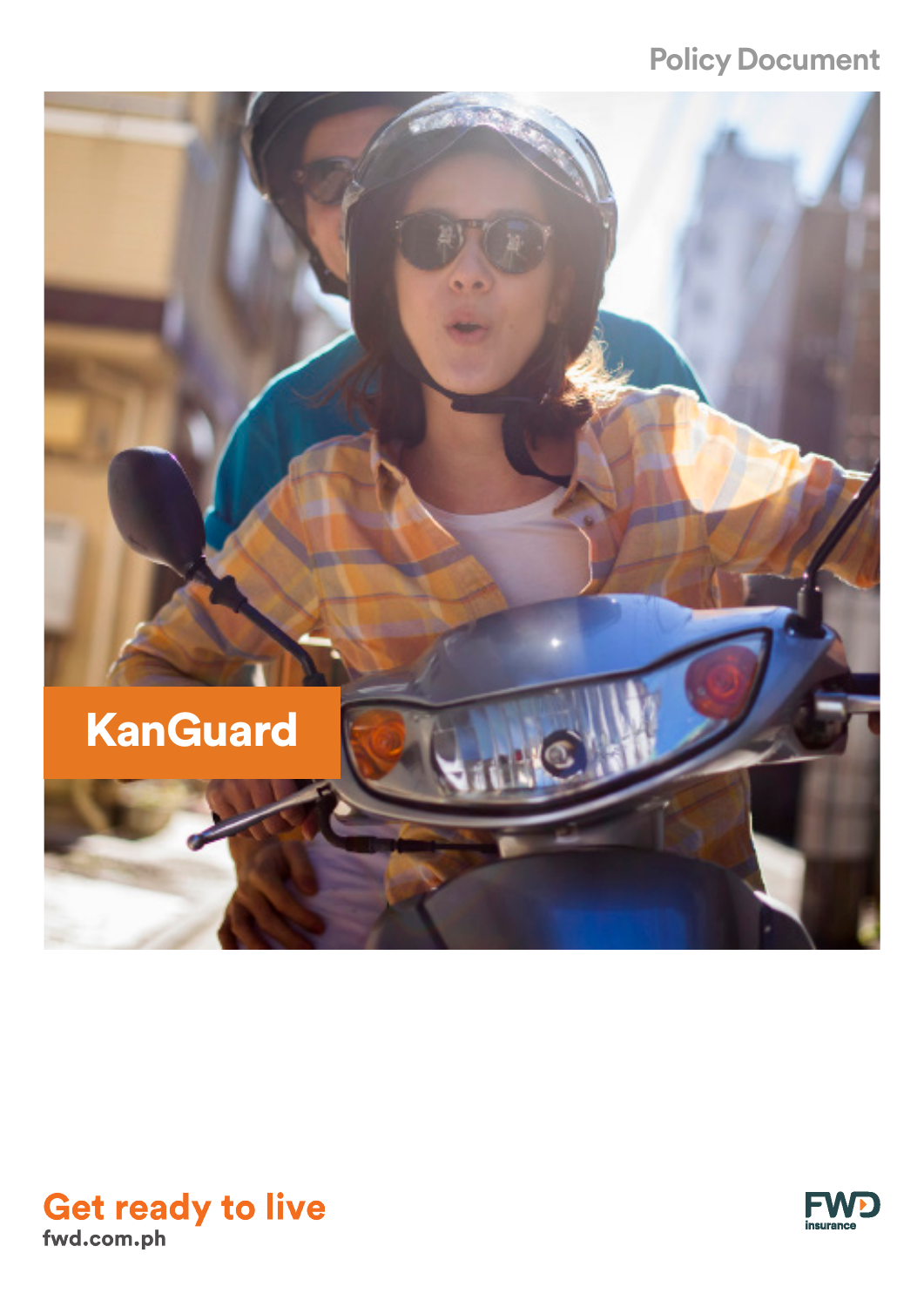Policy Document

# KanGuard

**Get ready to live**

**fwd.com.ph**

FWD insurance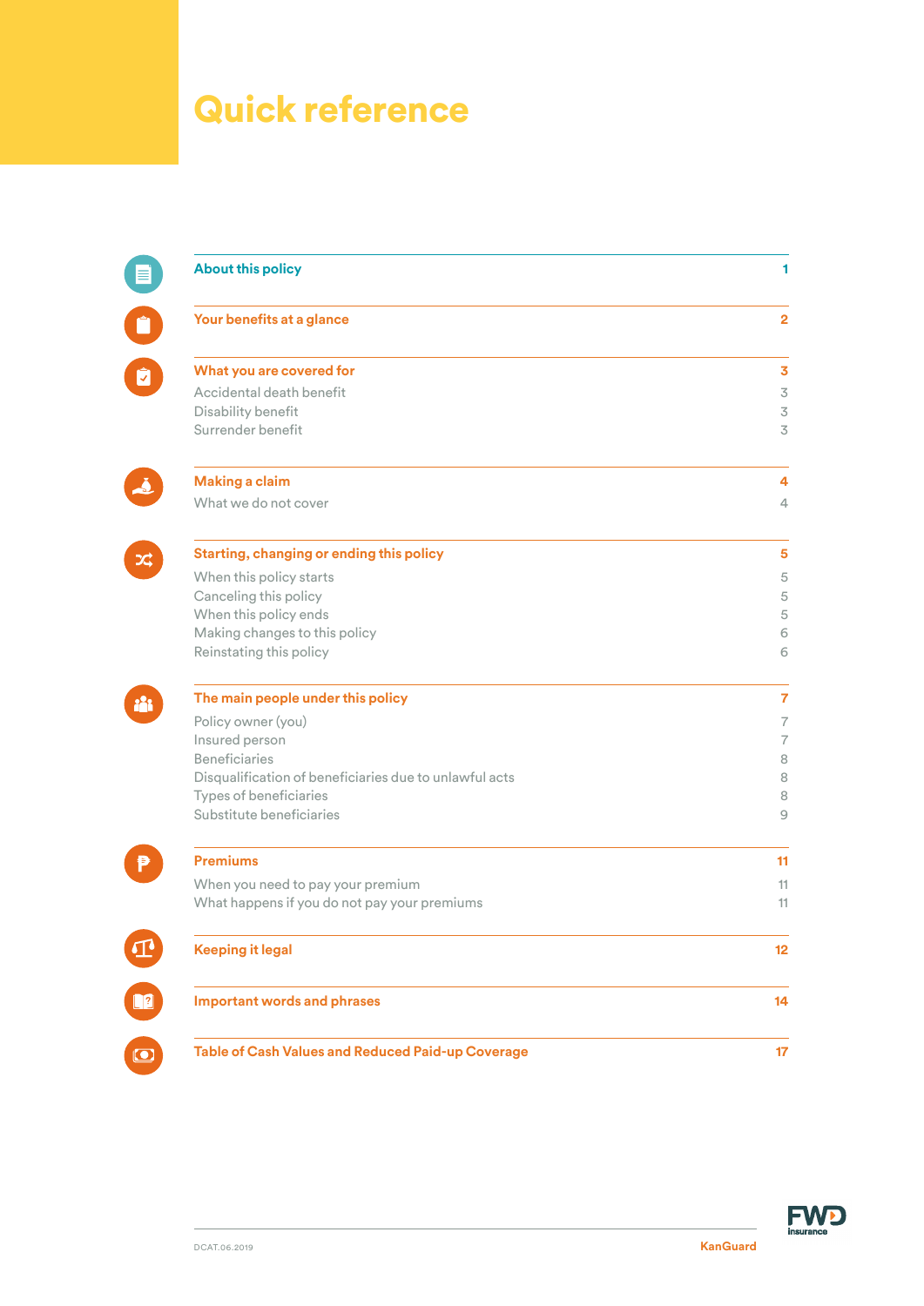# Quick reference

| Section | Page |
| --- | --- |
| **About this policy** | **1** |
| **Your benefits at a glance** | **2** |
| **What you are covered for** | **3** |
| Accidental death benefit | 3 |
| Disability benefit | 3 |
| Surrender benefit | 3 |
| **Making a claim** | **4** |
| What we do not cover | 4 |
| **Starting, changing or ending this policy** | **5** |
| When this policy starts | 5 |
| Canceling this policy | 5 |
| When this policy ends | 5 |
| Making changes to this policy | 6 |
| Reinstating this policy | 6 |
| **The main people under this policy** | **7** |
| Policy owner (you) | 7 |
| Insured person | 7 |
| Beneficiaries | 8 |
| Disqualification of beneficiaries due to unlawful acts | 8 |
| Types of beneficiaries | 8 |
| Substitute beneficiaries | 9 |
| **Premiums** | **11** |
| When you need to pay your premium | 11 |
| What happens if you do not pay your premiums | 11 |
| **Keeping it legal** | **12** |
| **Important words and phrases** | **14** |
| **Table of Cash Values and Reduced Paid-up Coverage** | **17** |

DCAT.06.2019

KanGuard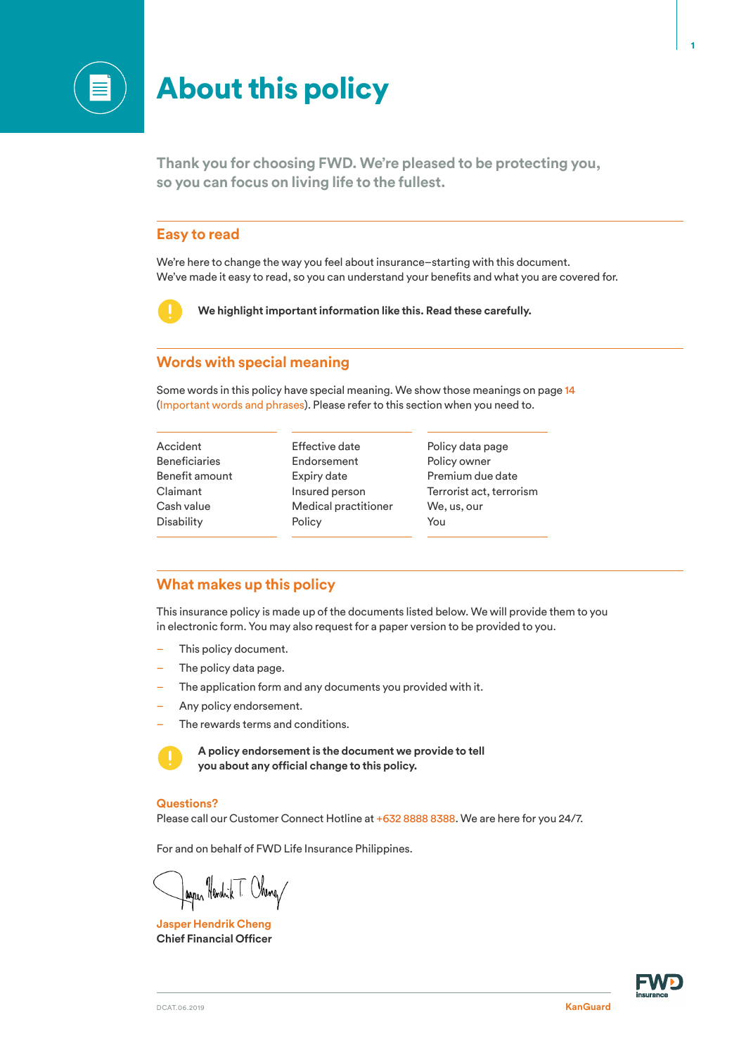# About this policy

Thank you for choosing FWD. We're pleased to be protecting you, so you can focus on living life to the fullest.

## Easy to read

We're here to change the way you feel about insurance–starting with this document. We've made it easy to read, so you can understand your benefits and what you are covered for.

**We highlight important information like this. Read these carefully.**

## Words with special meaning

Some words in this policy have special meaning. We show those meanings on page 14 (Important words and phrases). Please refer to this section when you need to.

| | | |
|---|---|---|
| Accident | Effective date | Policy data page |
| Beneficiaries | Endorsement | Policy owner |
| Benefit amount | Expiry date | Premium due date |
| Claimant | Insured person | Terrorist act, terrorism |
| Cash value | Medical practitioner | We, us, our |
| Disability | Policy | You |

## What makes up this policy

This insurance policy is made up of the documents listed below. We will provide them to you in electronic form. You may also request for a paper version to be provided to you.

- This policy document.
- The policy data page.
- The application form and any documents you provided with it.
- Any policy endorsement.
- The rewards terms and conditions.

**A policy endorsement is the document we provide to tell you about any official change to this policy.**

**Questions?**
Please call our Customer Connect Hotline at +632 8888 8388. We are here for you 24/7.

For and on behalf of FWD Life Insurance Philippines.

**Jasper Hendrik Cheng**
**Chief Financial Officer**

DCAT.06.2019

KanGuard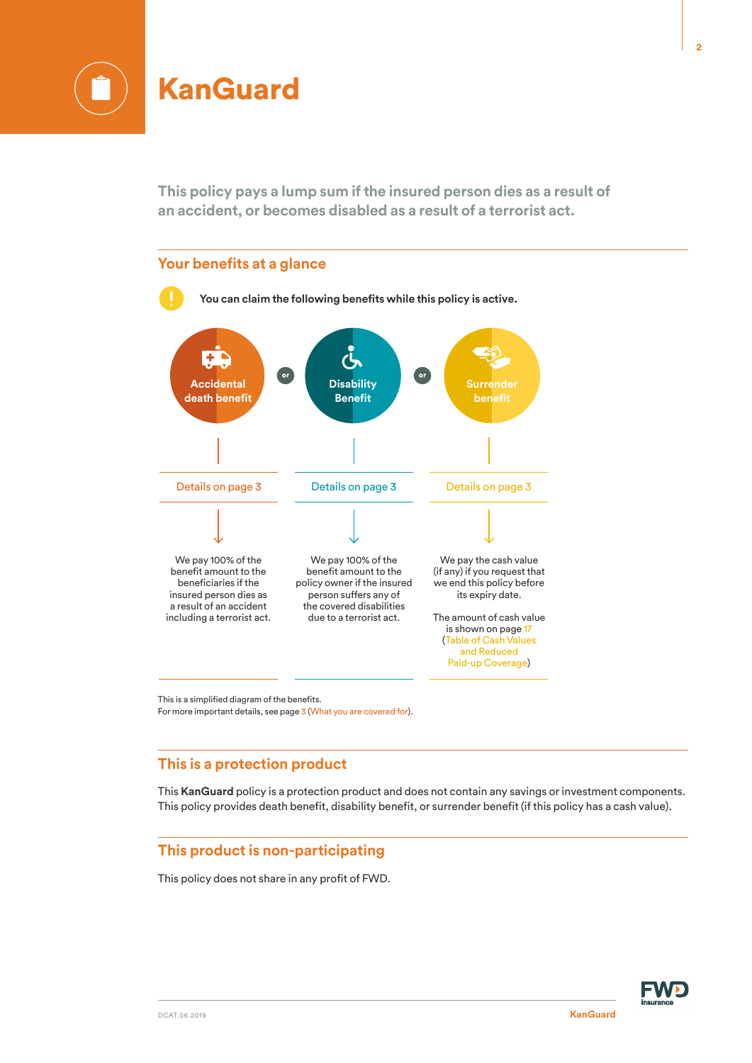# KanGuard

**This policy pays a lump sum if the insured person dies as a result of an accident, or becomes disabled as a result of a terrorist act.**

## Your benefits at a glance

**You can claim the following benefits while this policy is active.**

**Accidental death benefit**

Details on page 3

We pay 100% of the benefit amount to the beneficiaries if the insured person dies as a result of an accident including a terrorist act.

or

**Disability Benefit**

Details on page 3

We pay 100% of the benefit amount to the policy owner if the insured person suffers any of the covered disabilities due to a terrorist act.

or

**Surrender benefit**

Details on page 3

We pay the cash value (if any) if you request that we end this policy before its expiry date.

The amount of cash value is shown on page 17 (Table of Cash Values and Reduced Paid-up Coverage)

This is a simplified diagram of the benefits.
For more important details, see page 3 (What you are covered for).

## This is a protection product

This **KanGuard** policy is a protection product and does not contain any savings or investment components. This policy provides death benefit, disability benefit, or surrender benefit (if this policy has a cash value).

## This product is non-participating

This policy does not share in any profit of FWD.

DCAT.06.2019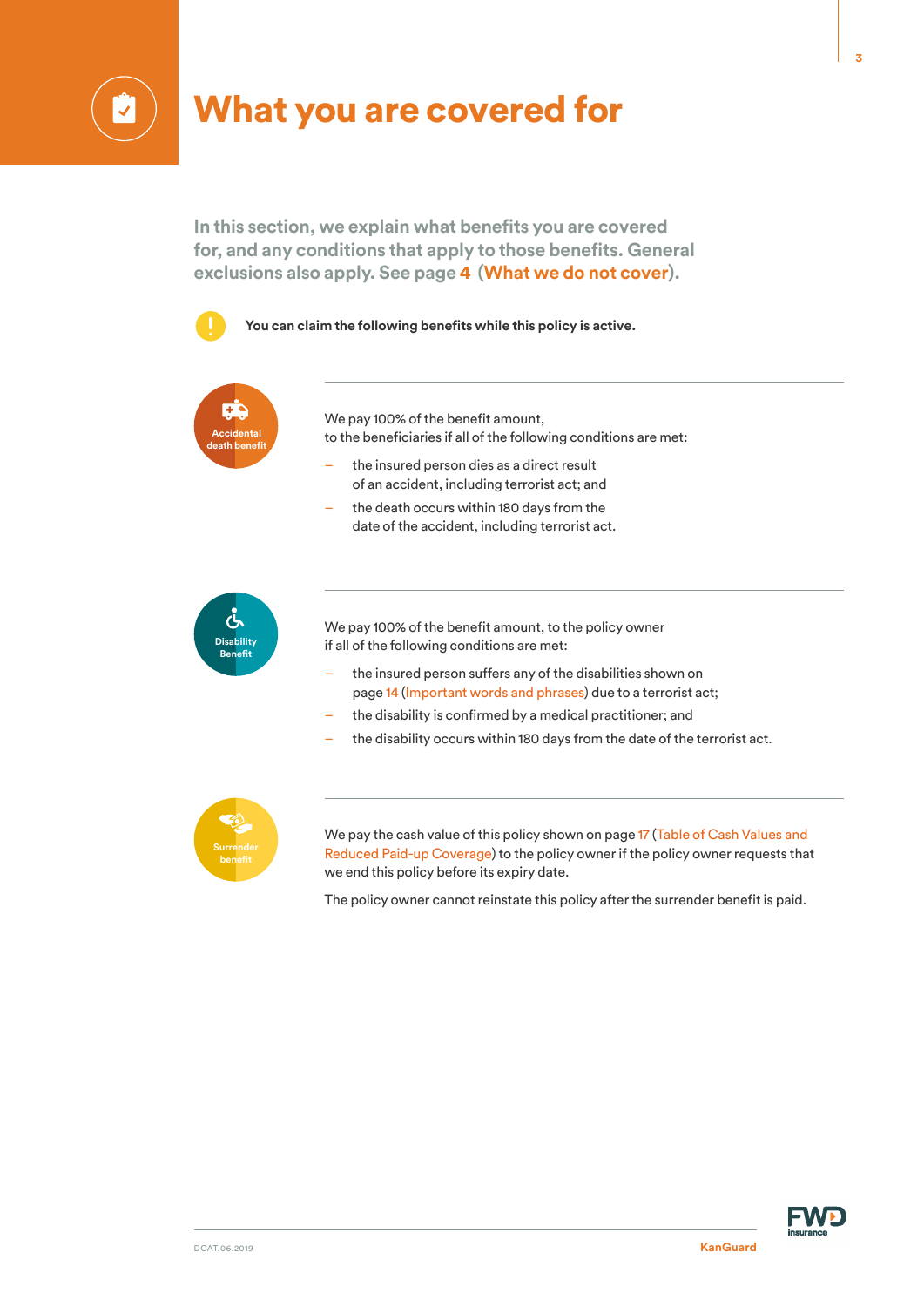# What you are covered for

**In this section, we explain what benefits you are covered for, and any conditions that apply to those benefits. General exclusions also apply. See page 4 (What we do not cover).**

**You can claim the following benefits while this policy is active.**

### Accidental death benefit

We pay 100% of the benefit amount, to the beneficiaries if all of the following conditions are met:

- the insured person dies as a direct result of an accident, including terrorist act; and
- the death occurs within 180 days from the date of the accident, including terrorist act.

### Disability Benefit

We pay 100% of the benefit amount, to the policy owner if all of the following conditions are met:

- the insured person suffers any of the disabilities shown on page 14 (Important words and phrases) due to a terrorist act;
- the disability is confirmed by a medical practitioner; and
- the disability occurs within 180 days from the date of the terrorist act.

### Surrender benefit

We pay the cash value of this policy shown on page 17 (Table of Cash Values and Reduced Paid-up Coverage) to the policy owner if the policy owner requests that we end this policy before its expiry date.

The policy owner cannot reinstate this policy after the surrender benefit is paid.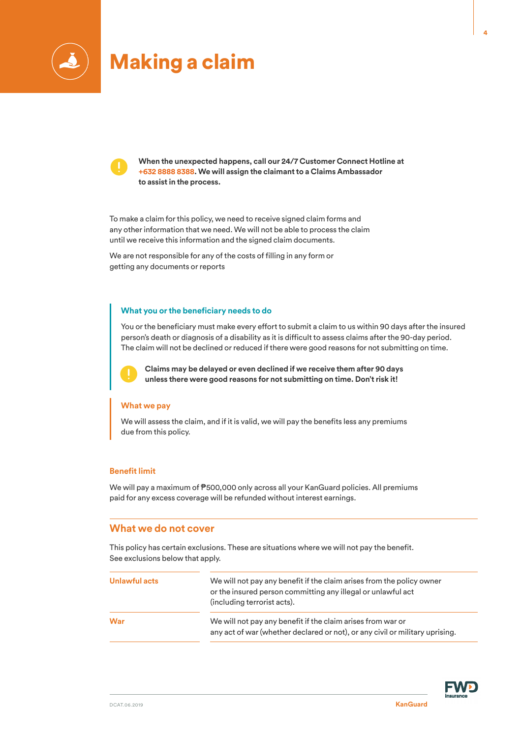# Making a claim

**When the unexpected happens, call our 24/7 Customer Connect Hotline at +632 8888 8388. We will assign the claimant to a Claims Ambassador to assist in the process.**

To make a claim for this policy, we need to receive signed claim forms and any other information that we need. We will not be able to process the claim until we receive this information and the signed claim documents.

We are not responsible for any of the costs of filling in any form or getting any documents or reports

### What you or the beneficiary needs to do

You or the beneficiary must make every effort to submit a claim to us within 90 days after the insured person's death or diagnosis of a disability as it is difficult to assess claims after the 90-day period. The claim will not be declined or reduced if there were good reasons for not submitting on time.

**Claims may be delayed or even declined if we receive them after 90 days unless there were good reasons for not submitting on time. Don't risk it!**

### What we pay

We will assess the claim, and if it is valid, we will pay the benefits less any premiums due from this policy.

### Benefit limit

We will pay a maximum of ₱500,000 only across all your KanGuard policies. All premiums paid for any excess coverage will be refunded without interest earnings.

## What we do not cover

This policy has certain exclusions. These are situations where we will not pay the benefit. See exclusions below that apply.

| | |
|---|---|
| **Unlawful acts** | We will not pay any benefit if the claim arises from the policy owner or the insured person committing any illegal or unlawful act (including terrorist acts). |
| **War** | We will not pay any benefit if the claim arises from war or any act of war (whether declared or not), or any civil or military uprising. |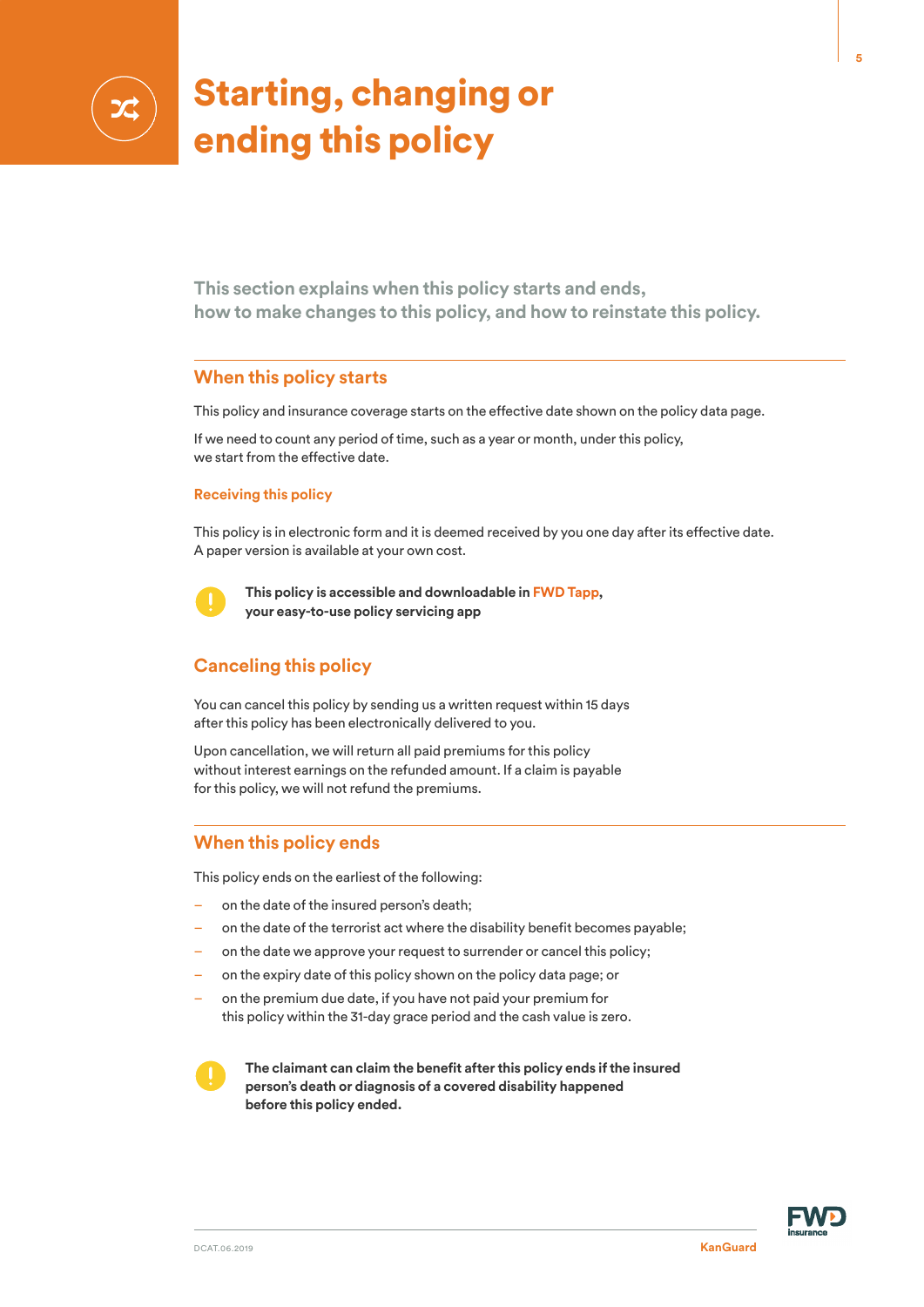# Starting, changing or ending this policy

**This section explains when this policy starts and ends, how to make changes to this policy, and how to reinstate this policy.**

## When this policy starts

This policy and insurance coverage starts on the effective date shown on the policy data page.

If we need to count any period of time, such as a year or month, under this policy, we start from the effective date.

### Receiving this policy

This policy is in electronic form and it is deemed received by you one day after its effective date. A paper version is available at your own cost.

**This policy is accessible and downloadable in FWD Tapp, your easy-to-use policy servicing app**

## Canceling this policy

You can cancel this policy by sending us a written request within 15 days after this policy has been electronically delivered to you.

Upon cancellation, we will return all paid premiums for this policy without interest earnings on the refunded amount. If a claim is payable for this policy, we will not refund the premiums.

## When this policy ends

This policy ends on the earliest of the following:

- on the date of the insured person's death;
- on the date of the terrorist act where the disability benefit becomes payable;
- on the date we approve your request to surrender or cancel this policy;
- on the expiry date of this policy shown on the policy data page; or
- on the premium due date, if you have not paid your premium for this policy within the 31-day grace period and the cash value is zero.

**The claimant can claim the benefit after this policy ends if the insured person's death or diagnosis of a covered disability happened before this policy ended.**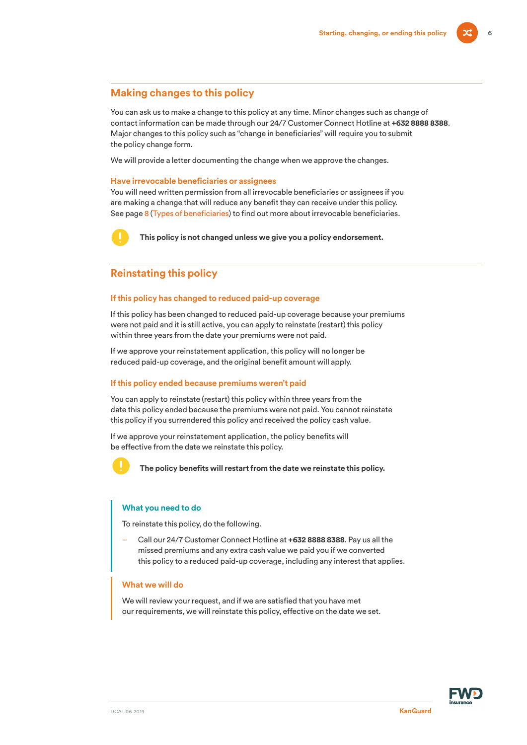## Making changes to this policy

You can ask us to make a change to this policy at any time. Minor changes such as change of contact information can be made through our 24/7 Customer Connect Hotline at **+632 8888 8388**. Major changes to this policy such as "change in beneficiaries" will require you to submit the policy change form.

We will provide a letter documenting the change when we approve the changes.

### Have irrevocable beneficiaries or assignees

You will need written permission from all irrevocable beneficiaries or assignees if you are making a change that will reduce any benefit they can receive under this policy. See page 8 (Types of beneficiaries) to find out more about irrevocable beneficiaries.

**This policy is not changed unless we give you a policy endorsement.**

## Reinstating this policy

### If this policy has changed to reduced paid-up coverage

If this policy has been changed to reduced paid-up coverage because your premiums were not paid and it is still active, you can apply to reinstate (restart) this policy within three years from the date your premiums were not paid.

If we approve your reinstatement application, this policy will no longer be reduced paid-up coverage, and the original benefit amount will apply.

### If this policy ended because premiums weren't paid

You can apply to reinstate (restart) this policy within three years from the date this policy ended because the premiums were not paid. You cannot reinstate this policy if you surrendered this policy and received the policy cash value.

If we approve your reinstatement application, the policy benefits will be effective from the date we reinstate this policy.

**The policy benefits will restart from the date we reinstate this policy.**

#### What you need to do

To reinstate this policy, do the following.

- Call our 24/7 Customer Connect Hotline at **+632 8888 8388**. Pay us all the missed premiums and any extra cash value we paid you if we converted this policy to a reduced paid-up coverage, including any interest that applies.

#### What we will do

We will review your request, and if we are satisfied that you have met our requirements, we will reinstate this policy, effective on the date we set.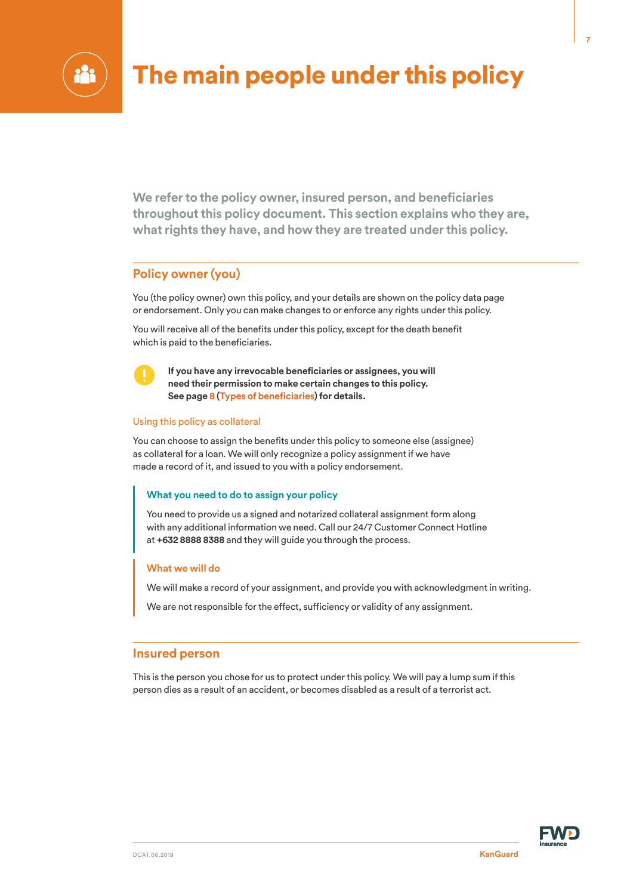# The main people under this policy

**We refer to the policy owner, insured person, and beneficiaries throughout this policy document. This section explains who they are, what rights they have, and how they are treated under this policy.**

## Policy owner (you)

You (the policy owner) own this policy, and your details are shown on the policy data page or endorsement. Only you can make changes to or enforce any rights under this policy.

You will receive all of the benefits under this policy, except for the death benefit which is paid to the beneficiaries.

**If you have any irrevocable beneficiaries or assignees, you will need their permission to make certain changes to this policy. See page 8 (Types of beneficiaries) for details.**

### Using this policy as collateral

You can choose to assign the benefits under this policy to someone else (assignee) as collateral for a loan. We will only recognize a policy assignment if we have made a record of it, and issued to you with a policy endorsement.

#### What you need to do to assign your policy

You need to provide us a signed and notarized collateral assignment form along with any additional information we need. Call our 24/7 Customer Connect Hotline at **+632 8888 8388** and they will guide you through the process.

#### What we will do

We will make a record of your assignment, and provide you with acknowledgment in writing.

We are not responsible for the effect, sufficiency or validity of any assignment.

## Insured person

This is the person you chose for us to protect under this policy. We will pay a lump sum if this person dies as a result of an accident, or becomes disabled as a result of a terrorist act.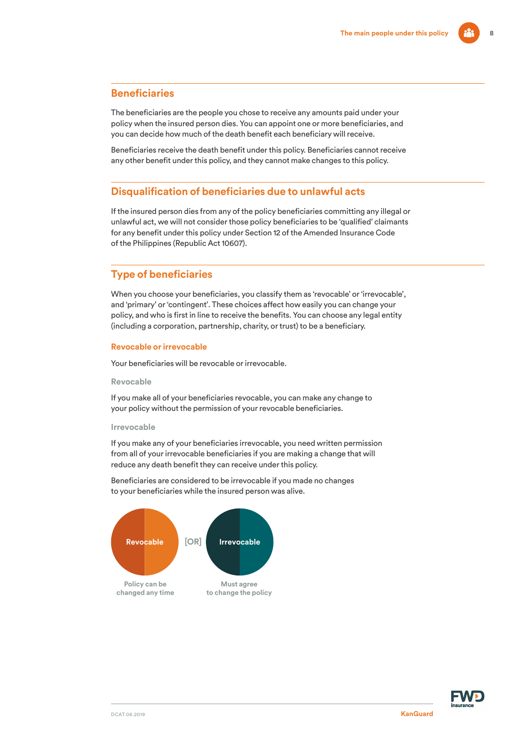## Beneficiaries

The beneficiaries are the people you chose to receive any amounts paid under your policy when the insured person dies. You can appoint one or more beneficiaries, and you can decide how much of the death benefit each beneficiary will receive.

Beneficiaries receive the death benefit under this policy. Beneficiaries cannot receive any other benefit under this policy, and they cannot make changes to this policy.

## Disqualification of beneficiaries due to unlawful acts

If the insured person dies from any of the policy beneficiaries committing any illegal or unlawful act, we will not consider those policy beneficiaries to be 'qualified' claimants for any benefit under this policy under Section 12 of the Amended Insurance Code of the Philippines (Republic Act 10607).

## Type of beneficiaries

When you choose your beneficiaries, you classify them as 'revocable' or 'irrevocable', and 'primary' or 'contingent'. These choices affect how easily you can change your policy, and who is first in line to receive the benefits. You can choose any legal entity (including a corporation, partnership, charity, or trust) to be a beneficiary.

### Revocable or irrevocable

Your beneficiaries will be revocable or irrevocable.

#### Revocable

If you make all of your beneficiaries revocable, you can make any change to your policy without the permission of your revocable beneficiaries.

#### Irrevocable

If you make any of your beneficiaries irrevocable, you need written permission from all of your irrevocable beneficiaries if you are making a change that will reduce any death benefit they can receive under this policy.

Beneficiaries are considered to be irrevocable if you made no changes to your beneficiaries while the insured person was alive.

Revocable — Policy can be changed any time

[OR]

Irrevocable — Must agree to change the policy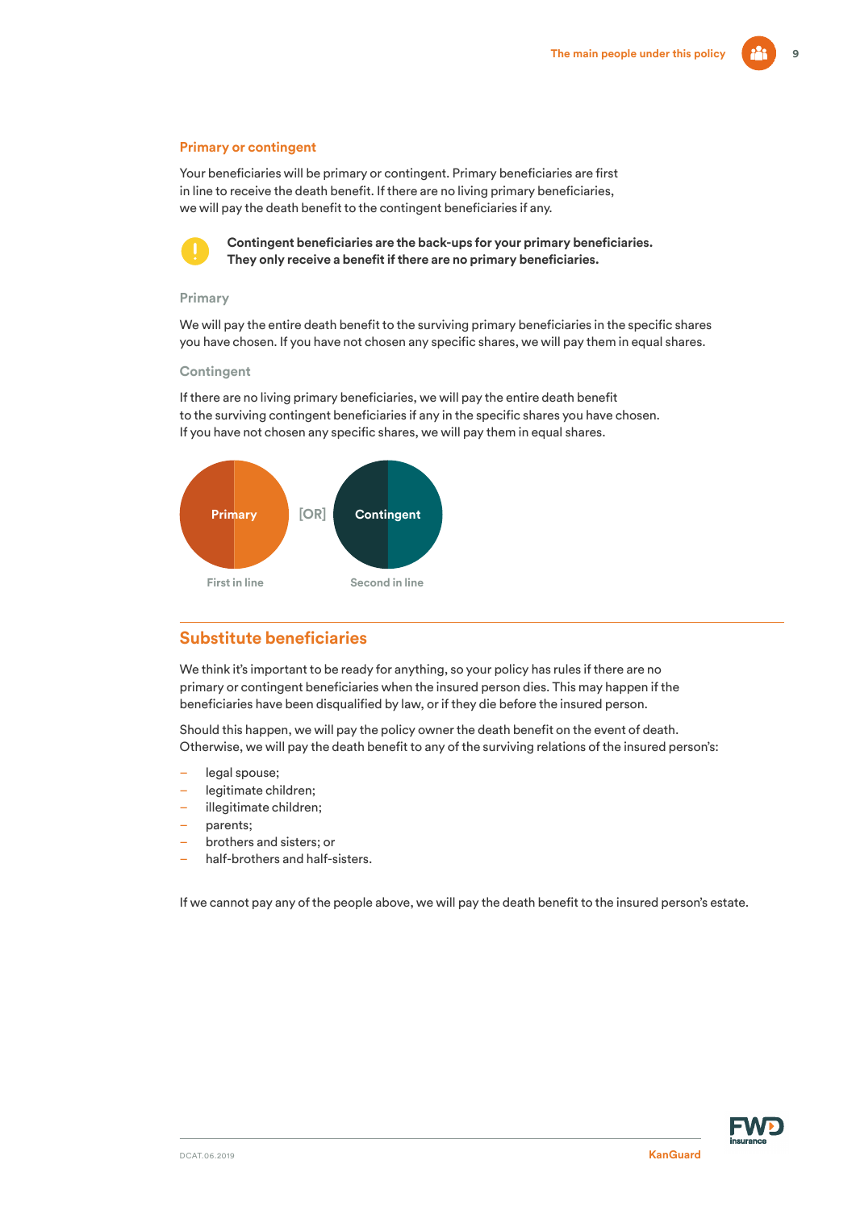### Primary or contingent

Your beneficiaries will be primary or contingent. Primary beneficiaries are first in line to receive the death benefit. If there are no living primary beneficiaries, we will pay the death benefit to the contingent beneficiaries if any.

**Contingent beneficiaries are the back-ups for your primary beneficiaries. They only receive a benefit if there are no primary beneficiaries.**

#### Primary

We will pay the entire death benefit to the surviving primary beneficiaries in the specific shares you have chosen. If you have not chosen any specific shares, we will pay them in equal shares.

#### Contingent

If there are no living primary beneficiaries, we will pay the entire death benefit to the surviving contingent beneficiaries if any in the specific shares you have chosen. If you have not chosen any specific shares, we will pay them in equal shares.

Primary [OR] Contingent

First in line — Second in line

## Substitute beneficiaries

We think it's important to be ready for anything, so your policy has rules if there are no primary or contingent beneficiaries when the insured person dies. This may happen if the beneficiaries have been disqualified by law, or if they die before the insured person.

Should this happen, we will pay the policy owner the death benefit on the event of death. Otherwise, we will pay the death benefit to any of the surviving relations of the insured person's:

- legal spouse;
- legitimate children;
- illegitimate children;
- parents;
- brothers and sisters; or
- half-brothers and half-sisters.

If we cannot pay any of the people above, we will pay the death benefit to the insured person's estate.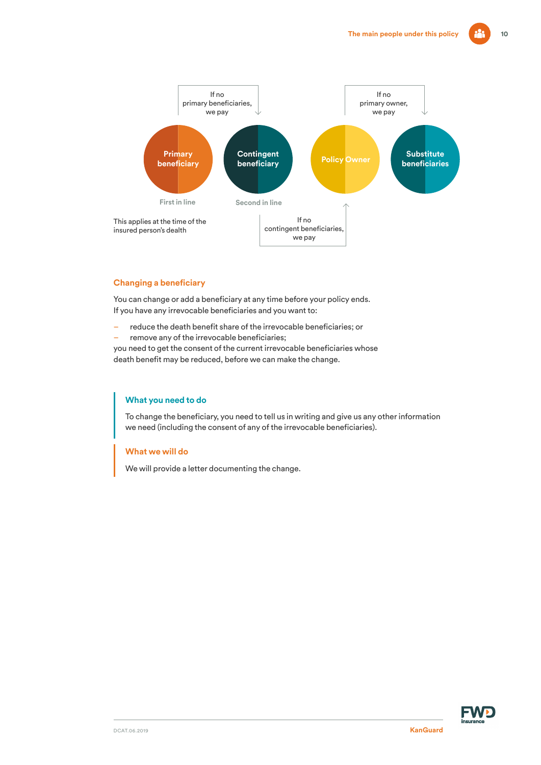If no primary beneficiaries, we pay

If no primary owner, we pay

**Primary beneficiary** — First in line

**Contingent beneficiary** — Second in line

**Policy Owner**

**Substitute beneficiaries**

If no contingent beneficiaries, we pay

This applies at the time of the insured person's death

## Changing a beneficiary

You can change or add a beneficiary at any time before your policy ends.
If you have any irrevocable beneficiaries and you want to:

- reduce the death benefit share of the irrevocable beneficiaries; or
- remove any of the irrevocable beneficiaries;

you need to get the consent of the current irrevocable beneficiaries whose death benefit may be reduced, before we can make the change.

### What you need to do

To change the beneficiary, you need to tell us in writing and give us any other information we need (including the consent of any of the irrevocable beneficiaries).

### What we will do

We will provide a letter documenting the change.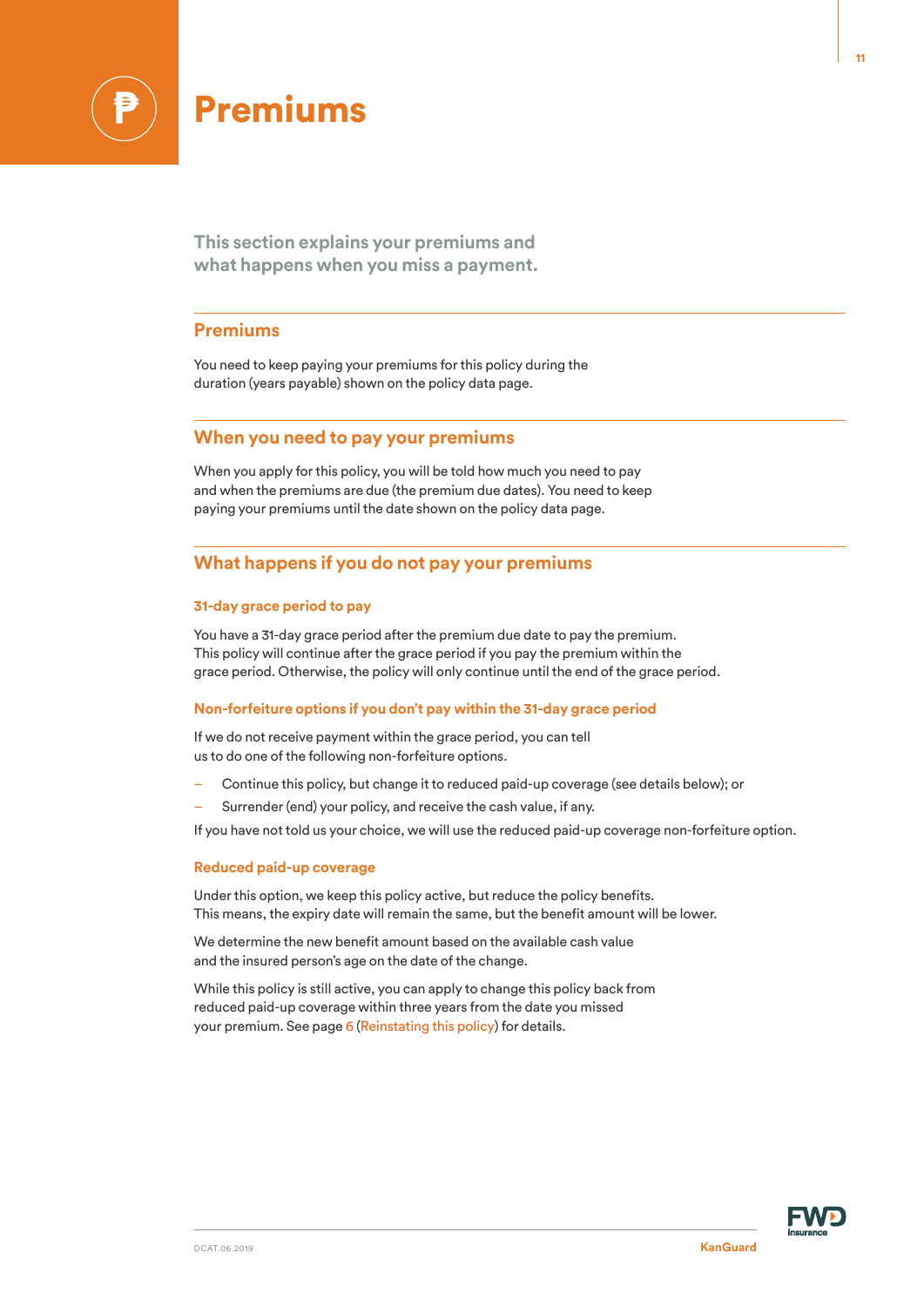# Premiums

This section explains your premiums and what happens when you miss a payment.

## Premiums

You need to keep paying your premiums for this policy during the duration (years payable) shown on the policy data page.

## When you need to pay your premiums

When you apply for this policy, you will be told how much you need to pay and when the premiums are due (the premium due dates). You need to keep paying your premiums until the date shown on the policy data page.

## What happens if you do not pay your premiums

### 31-day grace period to pay

You have a 31-day grace period after the premium due date to pay the premium. This policy will continue after the grace period if you pay the premium within the grace period. Otherwise, the policy will only continue until the end of the grace period.

### Non-forfeiture options if you don't pay within the 31-day grace period

If we do not receive payment within the grace period, you can tell us to do one of the following non-forfeiture options.

- Continue this policy, but change it to reduced paid-up coverage (see details below); or
- Surrender (end) your policy, and receive the cash value, if any.

If you have not told us your choice, we will use the reduced paid-up coverage non-forfeiture option.

### Reduced paid-up coverage

Under this option, we keep this policy active, but reduce the policy benefits. This means, the expiry date will remain the same, but the benefit amount will be lower.

We determine the new benefit amount based on the available cash value and the insured person's age on the date of the change.

While this policy is still active, you can apply to change this policy back from reduced paid-up coverage within three years from the date you missed your premium. See page 6 (Reinstating this policy) for details.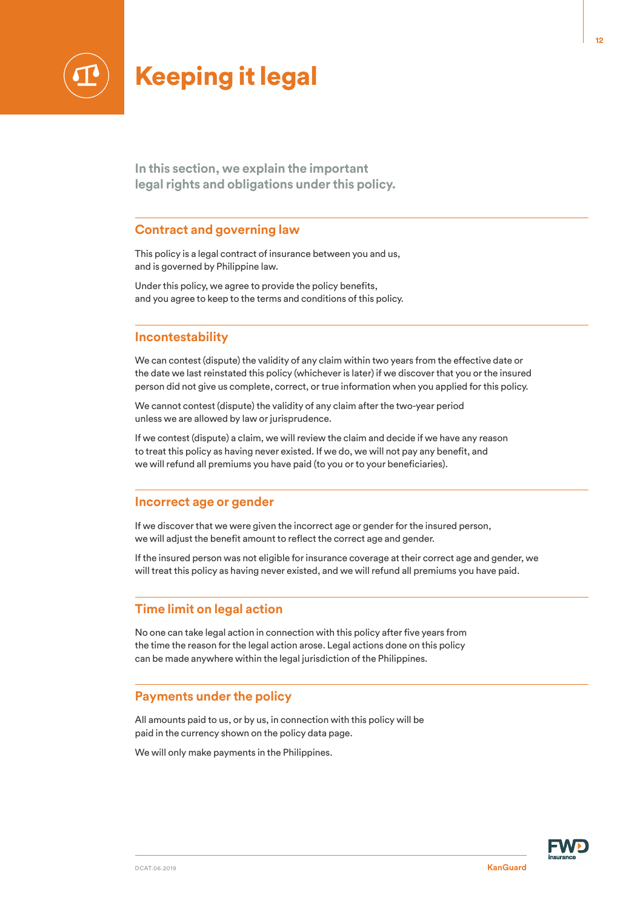# Keeping it legal

**In this section, we explain the important legal rights and obligations under this policy.**

## Contract and governing law

This policy is a legal contract of insurance between you and us, and is governed by Philippine law.

Under this policy, we agree to provide the policy benefits, and you agree to keep to the terms and conditions of this policy.

## Incontestability

We can contest (dispute) the validity of any claim within two years from the effective date or the date we last reinstated this policy (whichever is later) if we discover that you or the insured person did not give us complete, correct, or true information when you applied for this policy.

We cannot contest (dispute) the validity of any claim after the two-year period unless we are allowed by law or jurisprudence.

If we contest (dispute) a claim, we will review the claim and decide if we have any reason to treat this policy as having never existed. If we do, we will not pay any benefit, and we will refund all premiums you have paid (to you or to your beneficiaries).

## Incorrect age or gender

If we discover that we were given the incorrect age or gender for the insured person, we will adjust the benefit amount to reflect the correct age and gender.

If the insured person was not eligible for insurance coverage at their correct age and gender, we will treat this policy as having never existed, and we will refund all premiums you have paid.

## Time limit on legal action

No one can take legal action in connection with this policy after five years from the time the reason for the legal action arose. Legal actions done on this policy can be made anywhere within the legal jurisdiction of the Philippines.

## Payments under the policy

All amounts paid to us, or by us, in connection with this policy will be paid in the currency shown on the policy data page.

We will only make payments in the Philippines.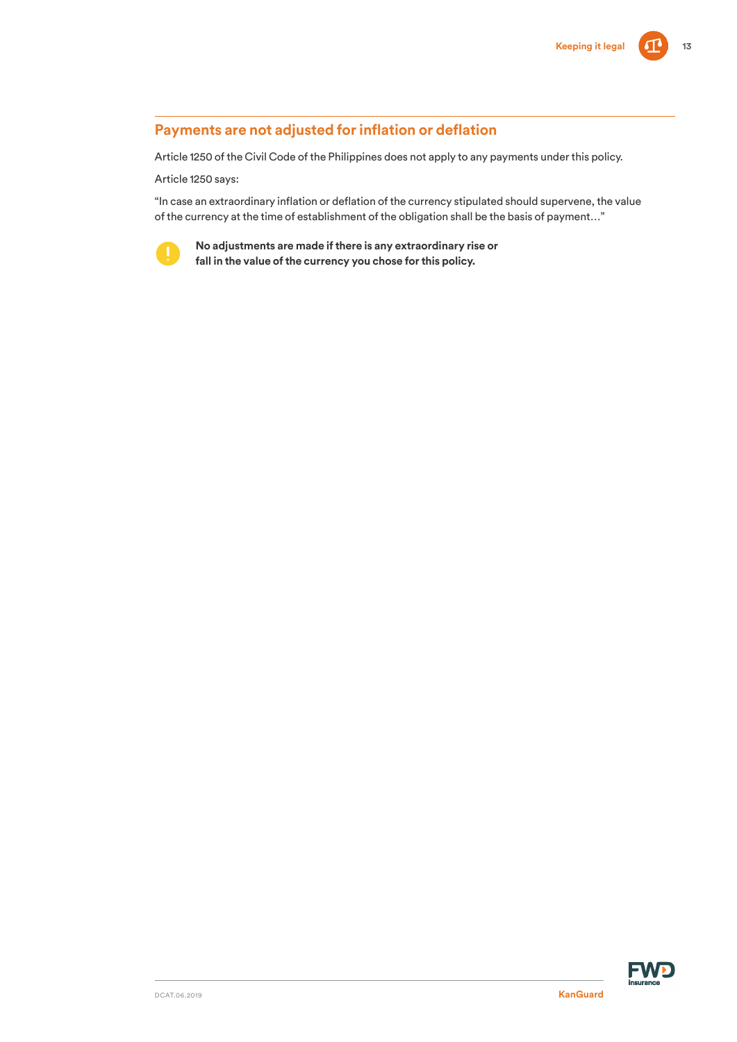## Payments are not adjusted for inflation or deflation

Article 1250 of the Civil Code of the Philippines does not apply to any payments under this policy.

Article 1250 says:

"In case an extraordinary inflation or deflation of the currency stipulated should supervene, the value of the currency at the time of establishment of the obligation shall be the basis of payment…"

**No adjustments are made if there is any extraordinary rise or fall in the value of the currency you chose for this policy.**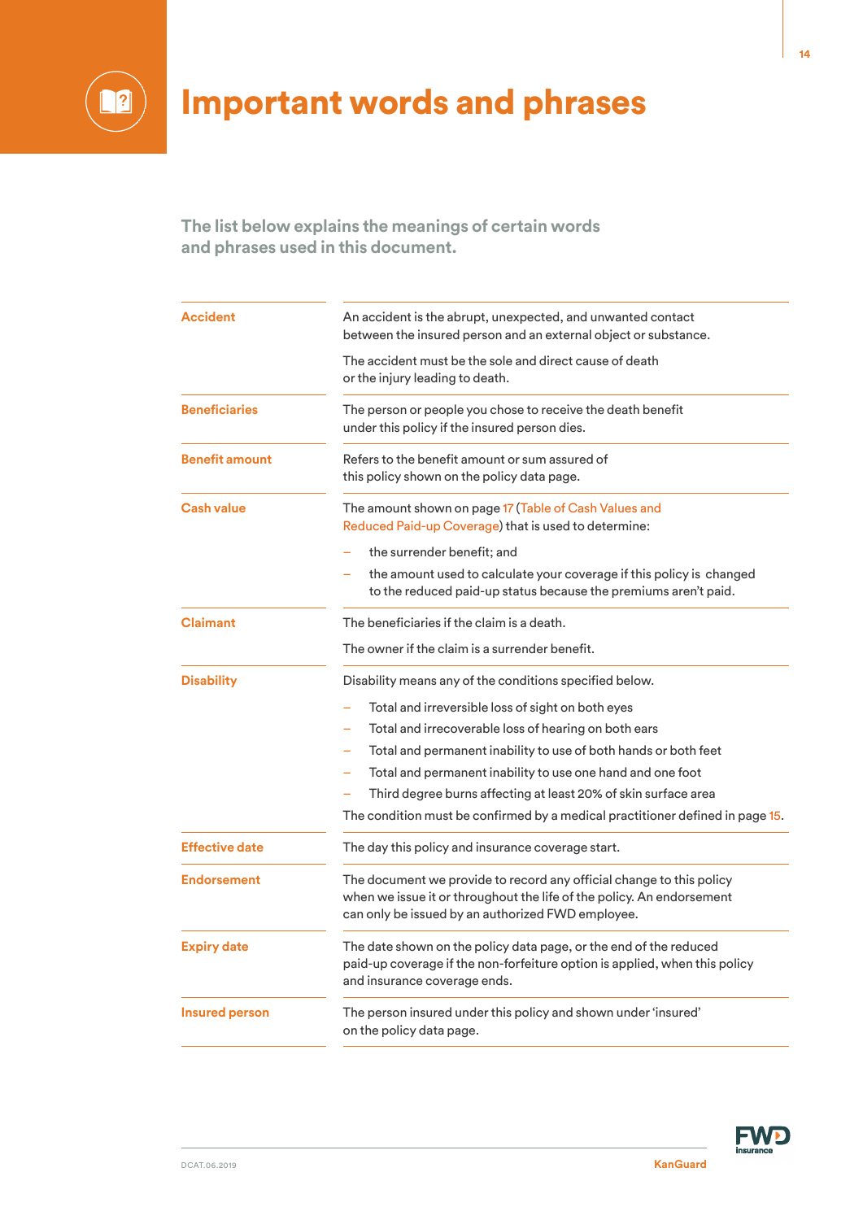# Important words and phrases

**The list below explains the meanings of certain words and phrases used in this document.**

| | |
|---|---|
| **Accident** | An accident is the abrupt, unexpected, and unwanted contact between the insured person and an external object or substance.<br><br>The accident must be the sole and direct cause of death or the injury leading to death. |
| **Beneficiaries** | The person or people you chose to receive the death benefit under this policy if the insured person dies. |
| **Benefit amount** | Refers to the benefit amount or sum assured of this policy shown on the policy data page. |
| **Cash value** | The amount shown on page 17 (Table of Cash Values and Reduced Paid-up Coverage) that is used to determine:<br>– the surrender benefit; and<br>– the amount used to calculate your coverage if this policy is changed to the reduced paid-up status because the premiums aren't paid. |
| **Claimant** | The beneficiaries if the claim is a death.<br><br>The owner if the claim is a surrender benefit. |
| **Disability** | Disability means any of the conditions specified below.<br>– Total and irreversible loss of sight on both eyes<br>– Total and irrecoverable loss of hearing on both ears<br>– Total and permanent inability to use of both hands or both feet<br>– Total and permanent inability to use one hand and one foot<br>– Third degree burns affecting at least 20% of skin surface area<br><br>The condition must be confirmed by a medical practitioner defined in page 15. |
| **Effective date** | The day this policy and insurance coverage start. |
| **Endorsement** | The document we provide to record any official change to this policy when we issue it or throughout the life of the policy. An endorsement can only be issued by an authorized FWD employee. |
| **Expiry date** | The date shown on the policy data page, or the end of the reduced paid-up coverage if the non-forfeiture option is applied, when this policy and insurance coverage ends. |
| **Insured person** | The person insured under this policy and shown under 'insured' on the policy data page. |

DCAT.06.2019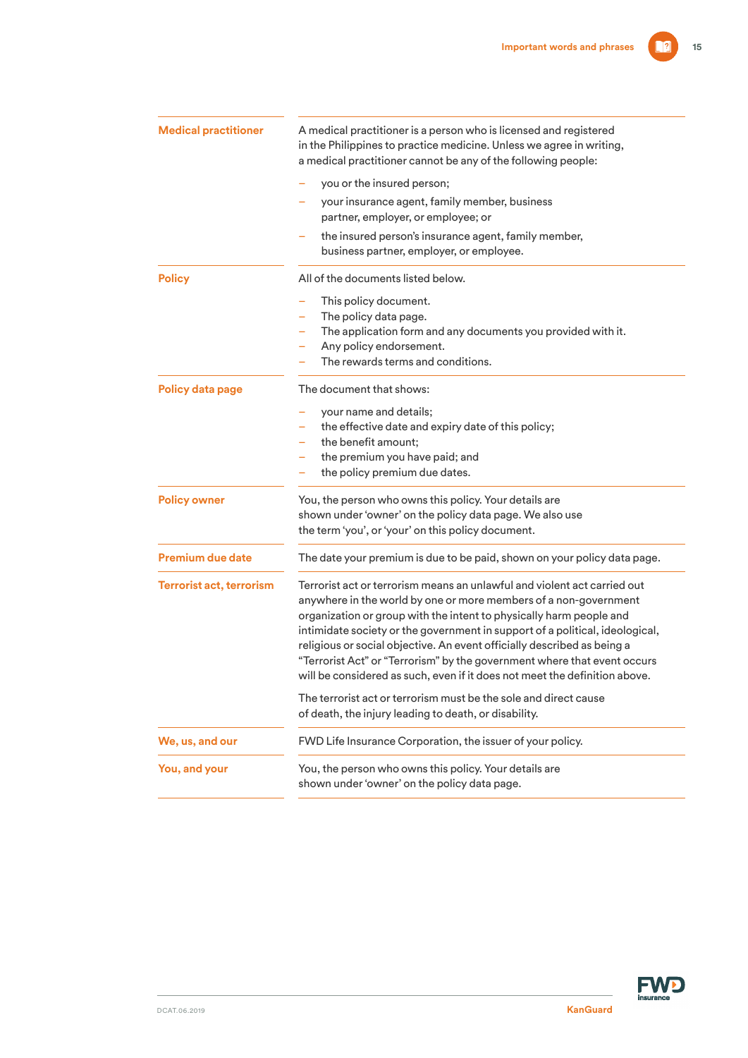| Term | Definition |
|---|---|
| **Medical practitioner** | A medical practitioner is a person who is licensed and registered in the Philippines to practice medicine. Unless we agree in writing, a medical practitioner cannot be any of the following people:<br>– you or the insured person;<br>– your insurance agent, family member, business partner, employer, or employee; or<br>– the insured person's insurance agent, family member, business partner, employer, or employee. |
| **Policy** | All of the documents listed below.<br>– This policy document.<br>– The policy data page.<br>– The application form and any documents you provided with it.<br>– Any policy endorsement.<br>– The rewards terms and conditions. |
| **Policy data page** | The document that shows:<br>– your name and details;<br>– the effective date and expiry date of this policy;<br>– the benefit amount;<br>– the premium you have paid; and<br>– the policy premium due dates. |
| **Policy owner** | You, the person who owns this policy. Your details are shown under 'owner' on the policy data page. We also use the term 'you', or 'your' on this policy document. |
| **Premium due date** | The date your premium is due to be paid, shown on your policy data page. |
| **Terrorist act, terrorism** | Terrorist act or terrorism means an unlawful and violent act carried out anywhere in the world by one or more members of a non-government organization or group with the intent to physically harm people and intimidate society or the government in support of a political, ideological, religious or social objective. An event officially described as being a "Terrorist Act" or "Terrorism" by the government where that event occurs will be considered as such, even if it does not meet the definition above.<br><br>The terrorist act or terrorism must be the sole and direct cause of death, the injury leading to death, or disability. |
| **We, us, and our** | FWD Life Insurance Corporation, the issuer of your policy. |
| **You, and your** | You, the person who owns this policy. Your details are shown under 'owner' on the policy data page. |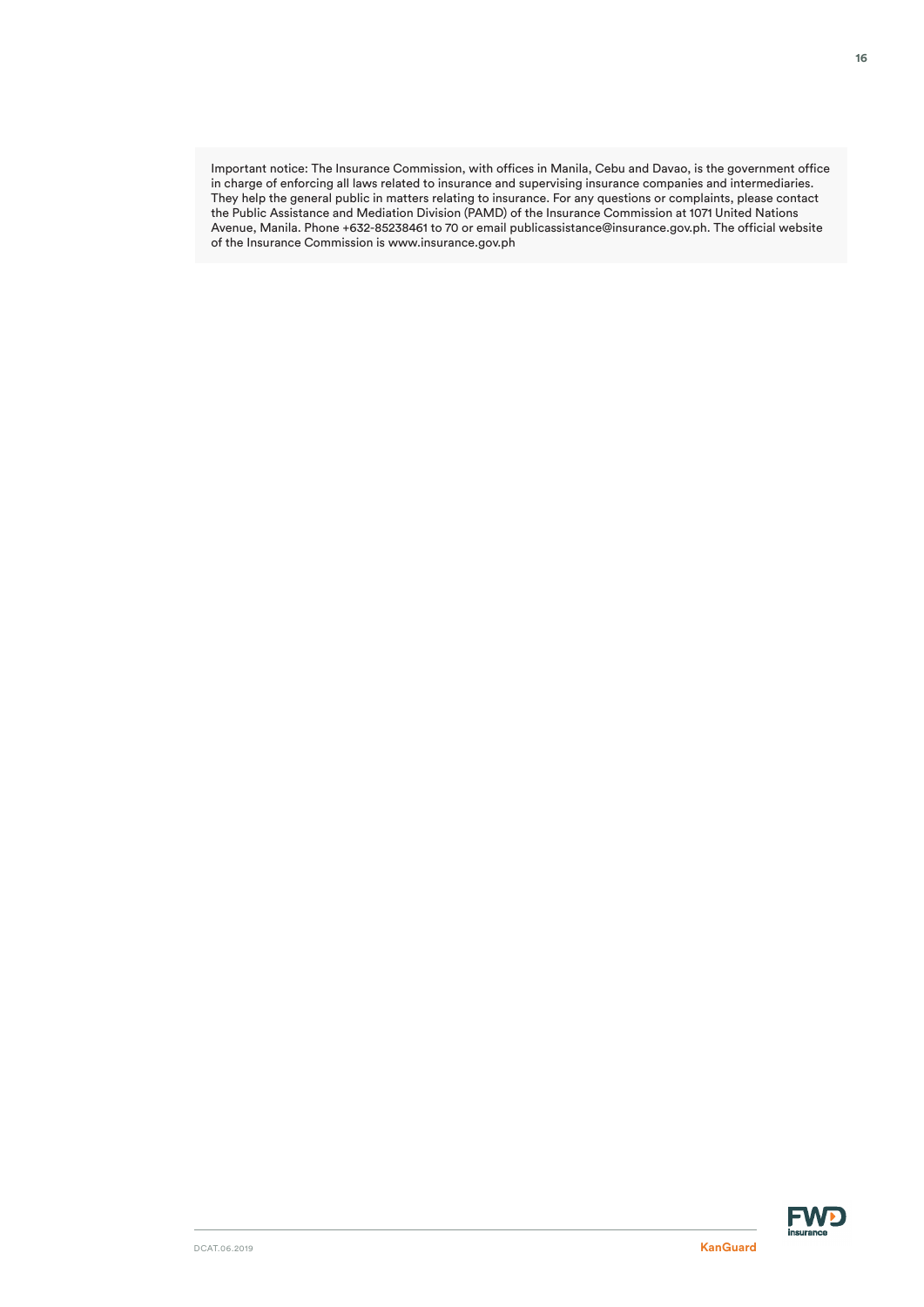Important notice: The Insurance Commission, with offices in Manila, Cebu and Davao, is the government office in charge of enforcing all laws related to insurance and supervising insurance companies and intermediaries. They help the general public in matters relating to insurance. For any questions or complaints, please contact the Public Assistance and Mediation Division (PAMD) of the Insurance Commission at 1071 United Nations Avenue, Manila. Phone +632-85238461 to 70 or email publicassistance@insurance.gov.ph. The official website of the Insurance Commission is www.insurance.gov.ph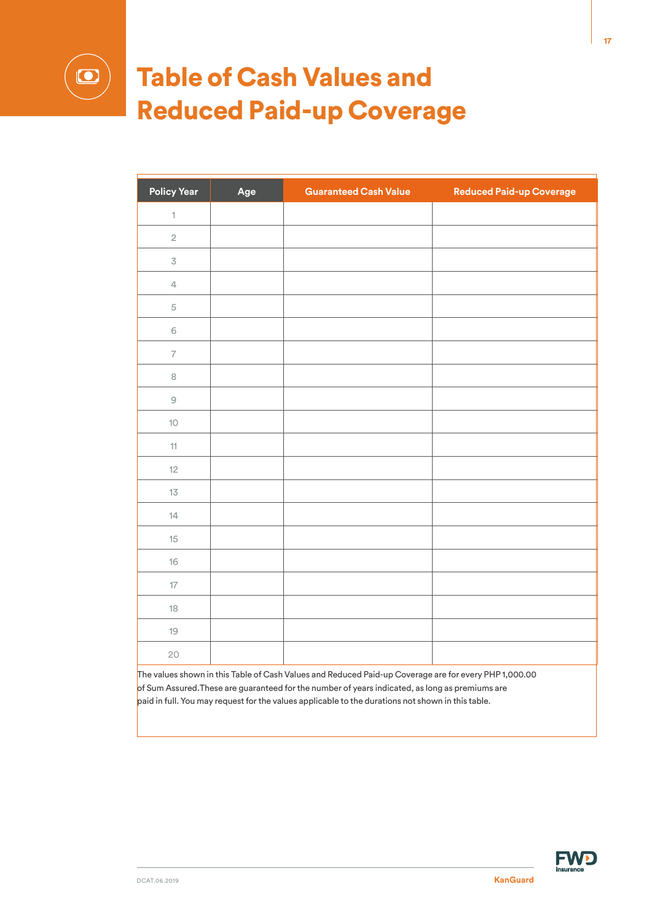# Table of Cash Values and Reduced Paid-up Coverage

| Policy Year | Age | Guaranteed Cash Value | Reduced Paid-up Coverage |
|---|---|---|---|
| 1 | | | |
| 2 | | | |
| 3 | | | |
| 4 | | | |
| 5 | | | |
| 6 | | | |
| 7 | | | |
| 8 | | | |
| 9 | | | |
| 10 | | | |
| 11 | | | |
| 12 | | | |
| 13 | | | |
| 14 | | | |
| 15 | | | |
| 16 | | | |
| 17 | | | |
| 18 | | | |
| 19 | | | |
| 20 | | | |

The values shown in this Table of Cash Values and Reduced Paid-up Coverage are for every PHP 1,000.00 of Sum Assured.These are guaranteed for the number of years indicated, as long as premiums are paid in full. You may request for the values applicable to the durations not shown in this table.

DCAT.06.2019

KanGuard